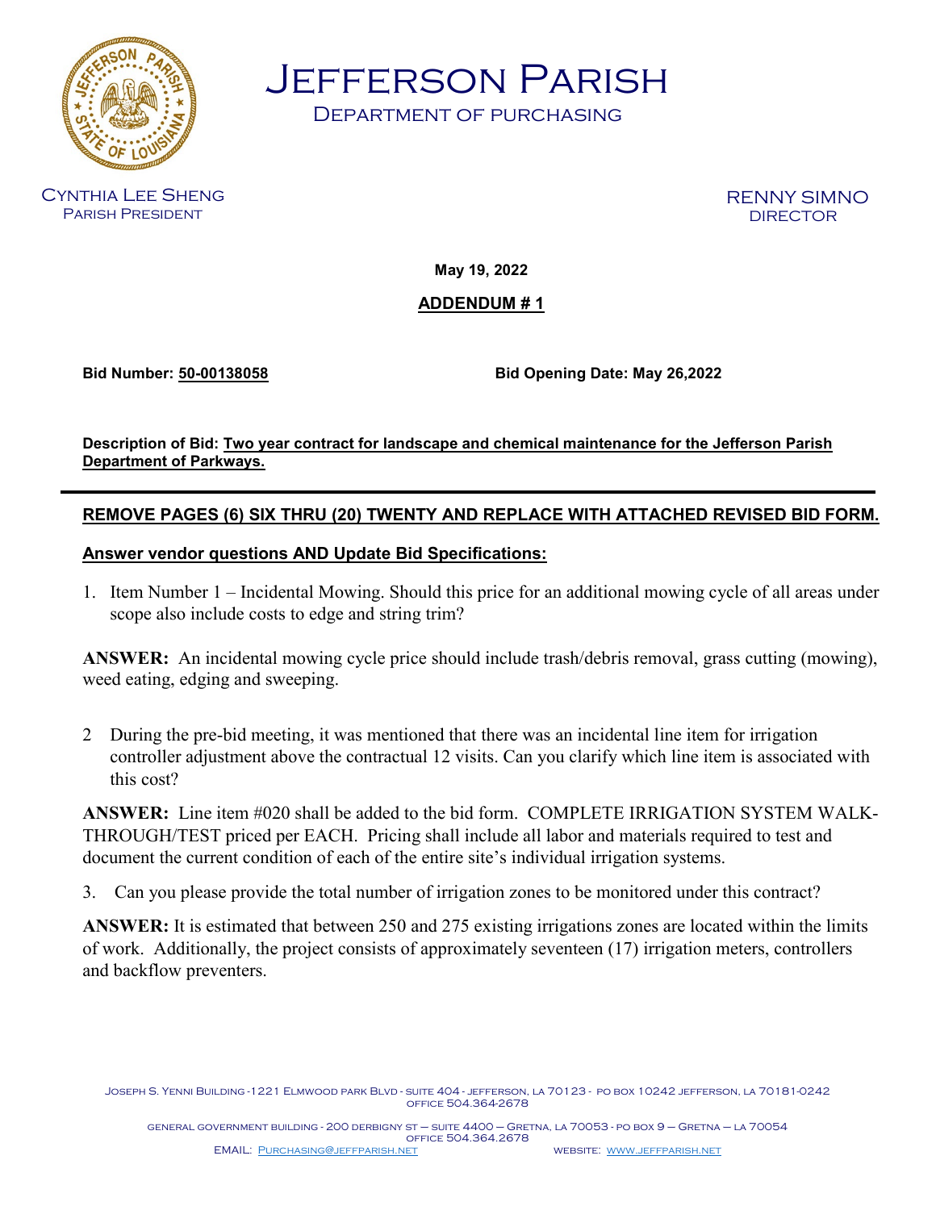# Jefferson Parish

## Department of purchasing

Cynthia Lee Sheng
Parish President

RENNY SIMNO
DIRECTOR

**May 19, 2022**

**ADDENDUM # 1**

**Bid Number: 50-00138058** **Bid Opening Date: May 26,2022**

**Description of Bid: Two year contract for landscape and chemical maintenance for the Jefferson Parish Department of Parkways.**

---

**REMOVE PAGES (6) SIX THRU (20) TWENTY AND REPLACE WITH ATTACHED REVISED BID FORM.**

**Answer vendor questions AND Update Bid Specifications:**

1. Item Number 1 – Incidental Mowing. Should this price for an additional mowing cycle of all areas under scope also include costs to edge and string trim?

**ANSWER:** An incidental mowing cycle price should include trash/debris removal, grass cutting (mowing), weed eating, edging and sweeping.

2. During the pre-bid meeting, it was mentioned that there was an incidental line item for irrigation controller adjustment above the contractual 12 visits. Can you clarify which line item is associated with this cost?

**ANSWER:** Line item #020 shall be added to the bid form. COMPLETE IRRIGATION SYSTEM WALK-THROUGH/TEST priced per EACH. Pricing shall include all labor and materials required to test and document the current condition of each of the entire site's individual irrigation systems.

3. Can you please provide the total number of irrigation zones to be monitored under this contract?

**ANSWER:** It is estimated that between 250 and 275 existing irrigations zones are located within the limits of work. Additionally, the project consists of approximately seventeen (17) irrigation meters, controllers and backflow preventers.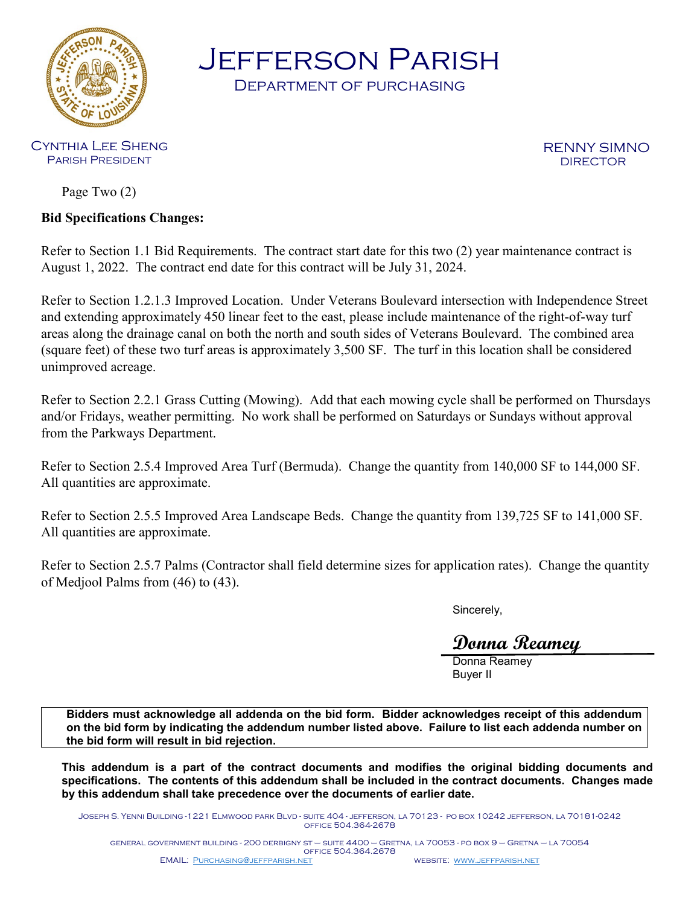# Jefferson Parish

## Department of purchasing

Cynthia Lee Sheng
Parish President

RENNY SIMNO
DIRECTOR

Page Two (2)

**Bid Specifications Changes:**

Refer to Section 1.1 Bid Requirements. The contract start date for this two (2) year maintenance contract is August 1, 2022. The contract end date for this contract will be July 31, 2024.

Refer to Section 1.2.1.3 Improved Location. Under Veterans Boulevard intersection with Independence Street and extending approximately 450 linear feet to the east, please include maintenance of the right-of-way turf areas along the drainage canal on both the north and south sides of Veterans Boulevard. The combined area (square feet) of these two turf areas is approximately 3,500 SF. The turf in this location shall be considered unimproved acreage.

Refer to Section 2.2.1 Grass Cutting (Mowing). Add that each mowing cycle shall be performed on Thursdays and/or Fridays, weather permitting. No work shall be performed on Saturdays or Sundays without approval from the Parkways Department.

Refer to Section 2.5.4 Improved Area Turf (Bermuda). Change the quantity from 140,000 SF to 144,000 SF. All quantities are approximate.

Refer to Section 2.5.5 Improved Area Landscape Beds. Change the quantity from 139,725 SF to 141,000 SF. All quantities are approximate.

Refer to Section 2.5.7 Palms (Contractor shall field determine sizes for application rates). Change the quantity of Medjool Palms from (46) to (43).

Sincerely,

*Donna Reamey*
Donna Reamey
Buyer II

**Bidders must acknowledge all addenda on the bid form. Bidder acknowledges receipt of this addendum on the bid form by indicating the addendum number listed above. Failure to list each addenda number on the bid form will result in bid rejection.**

**This addendum is a part of the contract documents and modifies the original bidding documents and specifications. The contents of this addendum shall be included in the contract documents. Changes made by this addendum shall take precedence over the documents of earlier date.**

Joseph S. Yenni Building - 1221 Elmwood park Blvd - suite 404 - jefferson, la 70123 - po box 10242 jefferson, la 70181-0242
office 504.364.2678

general government building - 200 derbigny st – suite 4400 – Gretna, la 70053 - po box 9 – Gretna – la 70054
office 504.364.2678

EMAIL: Purchasing@jeffparish.net WEBSITE: www.jeffparish.net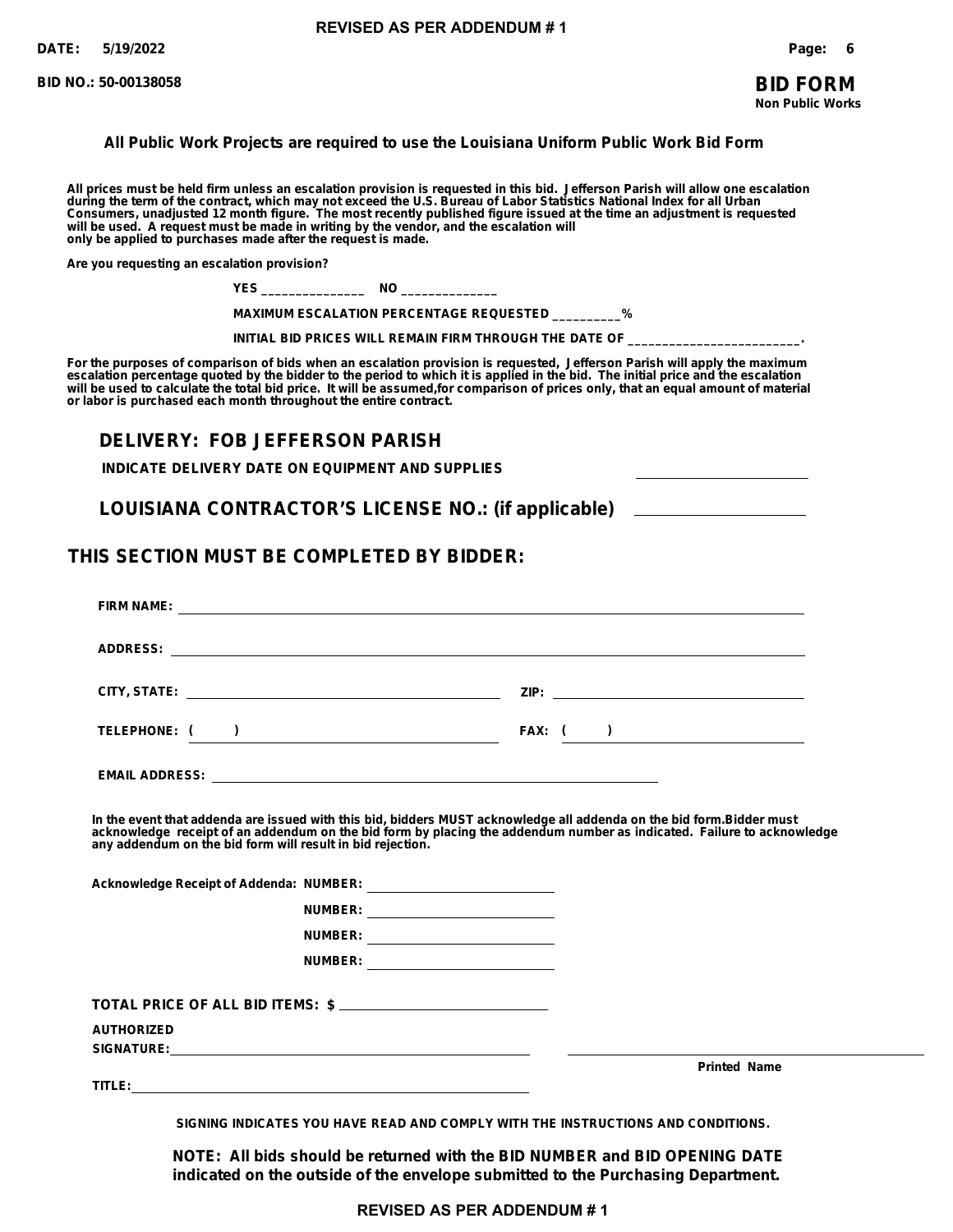REVISED AS PER ADDENDUM # 1

DATE: 5/19/2022

BID NO.: 50-00138058

# BID FORM
Non Public Works

**All Public Work Projects are required to use the Louisiana Uniform Public Work Bid Form**

**All prices must be held firm unless an escalation provision is requested in this bid. Jefferson Parish will allow one escalation during the term of the contract, which may not exceed the U.S. Bureau of Labor Statistics National Index for all Urban Consumers, unadjusted 12 month figure. The most recently published figure issued at the time an adjustment is requested will be used. A request must be made in writing by the vendor, and the escalation will only be applied to purchases made after the request is made.**

**Are you requesting an escalation provision?**

**YES _______________ NO ______________**

**MAXIMUM ESCALATION PERCENTAGE REQUESTED __________%**

**INITIAL BID PRICES WILL REMAIN FIRM THROUGH THE DATE OF _________________________.**

**For the purposes of comparison of bids when an escalation provision is requested, Jefferson Parish will apply the maximum escalation percentage quoted by the bidder to the period to which it is applied in the bid. The initial price and the escalation will be used to calculate the total bid price. It will be assumed,for comparison of prices only, that an equal amount of material or labor is purchased each month throughout the entire contract.**

## DELIVERY: FOB JEFFERSON PARISH

**INDICATE DELIVERY DATE ON EQUIPMENT AND SUPPLIES** ____________________

## LOUISIANA CONTRACTOR'S LICENSE NO.: (if applicable) ____________________

## THIS SECTION MUST BE COMPLETED BY BIDDER:

**FIRM NAME:** ____________________________________________

**ADDRESS:** ____________________________________________

**CITY, STATE:** ______________________ **ZIP:** ______________________

**TELEPHONE: (     )** ______________________ **FAX: (     )** ______________________

**EMAIL ADDRESS:** ____________________________________________

**In the event that addenda are issued with this bid, bidders MUST acknowledge all addenda on the bid form.Bidder must acknowledge receipt of an addendum on the bid form by placing the addendum number as indicated. Failure to acknowledge any addendum on the bid form will result in bid rejection.**

**Acknowledge Receipt of Addenda: NUMBER:** ____________________

**NUMBER:** ____________________

**NUMBER:** ____________________

**NUMBER:** ____________________

**TOTAL PRICE OF ALL BID ITEMS: $** ____________________

**AUTHORIZED SIGNATURE:** ______________________________ ______________________________
**Printed Name**

**TITLE:** ______________________________

**SIGNING INDICATES YOU HAVE READ AND COMPLY WITH THE INSTRUCTIONS AND CONDITIONS.**

**NOTE: All bids should be returned with the BID NUMBER and BID OPENING DATE indicated on the outside of the envelope submitted to the Purchasing Department.**

REVISED AS PER ADDENDUM # 1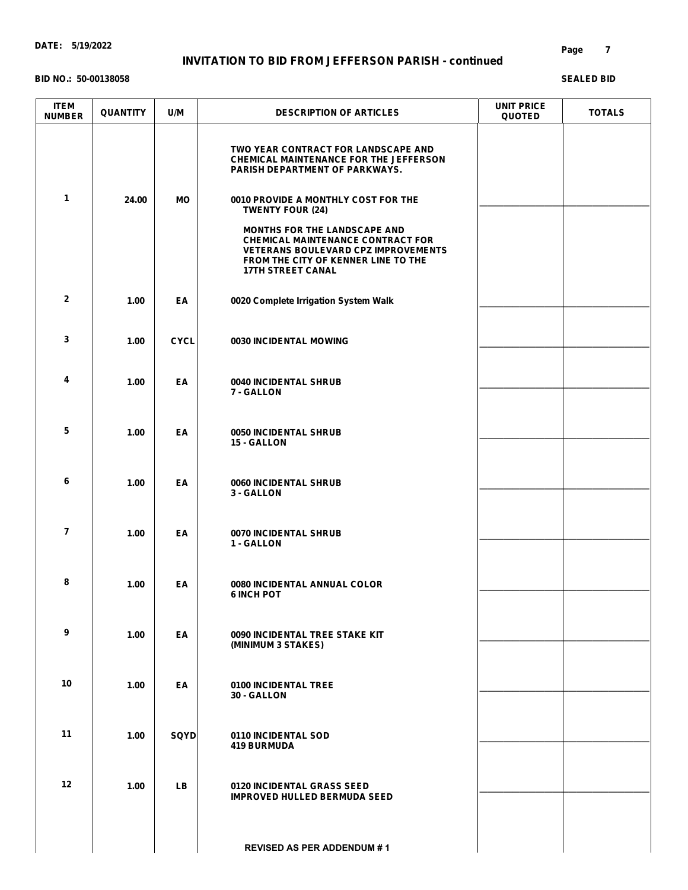**DATE: 5/19/2022**

# INVITATION TO BID FROM JEFFERSON PARISH - continued

**BID NO.: 50-00138058**

**SEALED BID**

| ITEM NUMBER | QUANTITY | U/M | DESCRIPTION OF ARTICLES | UNIT PRICE QUOTED | TOTALS |
|---|---|---|---|---|---|
| | | | TWO YEAR CONTRACT FOR LANDSCAPE AND CHEMICAL MAINTENANCE FOR THE JEFFERSON PARISH DEPARTMENT OF PARKWAYS. | | |
| 1 | 24.00 | MO | 0010 PROVIDE A MONTHLY COST FOR THE TWENTY FOUR (24)<br><br>MONTHS FOR THE LANDSCAPE AND CHEMICAL MAINTENANCE CONTRACT FOR VETERANS BOULEVARD CPZ IMPROVEMENTS FROM THE CITY OF KENNER LINE TO THE 17TH STREET CANAL | ________ | ________ |
| 2 | 1.00 | EA | 0020 Complete Irrigation System Walk | ________ | ________ |
| 3 | 1.00 | CYCL | 0030 INCIDENTAL MOWING | ________ | ________ |
| 4 | 1.00 | EA | 0040 INCIDENTAL SHRUB<br>7 - GALLON | ________ | ________ |
| 5 | 1.00 | EA | 0050 INCIDENTAL SHRUB<br>15 - GALLON | ________ | ________ |
| 6 | 1.00 | EA | 0060 INCIDENTAL SHRUB<br>3 - GALLON | ________ | ________ |
| 7 | 1.00 | EA | 0070 INCIDENTAL SHRUB<br>1 - GALLON | ________ | ________ |
| 8 | 1.00 | EA | 0080 INCIDENTAL ANNUAL COLOR<br>6 INCH POT | ________ | ________ |
| 9 | 1.00 | EA | 0090 INCIDENTAL TREE STAKE KIT<br>(MINIMUM 3 STAKES) | ________ | ________ |
| 10 | 1.00 | EA | 0100 INCIDENTAL TREE<br>30 - GALLON | ________ | ________ |
| 11 | 1.00 | SQYD | 0110 INCIDENTAL SOD<br>419 BURMUDA | ________ | ________ |
| 12 | 1.00 | LB | 0120 INCIDENTAL GRASS SEED<br>IMPROVED HULLED BERMUDA SEED | ________ | ________ |
| | | | REVISED AS PER ADDENDUM # 1 | | |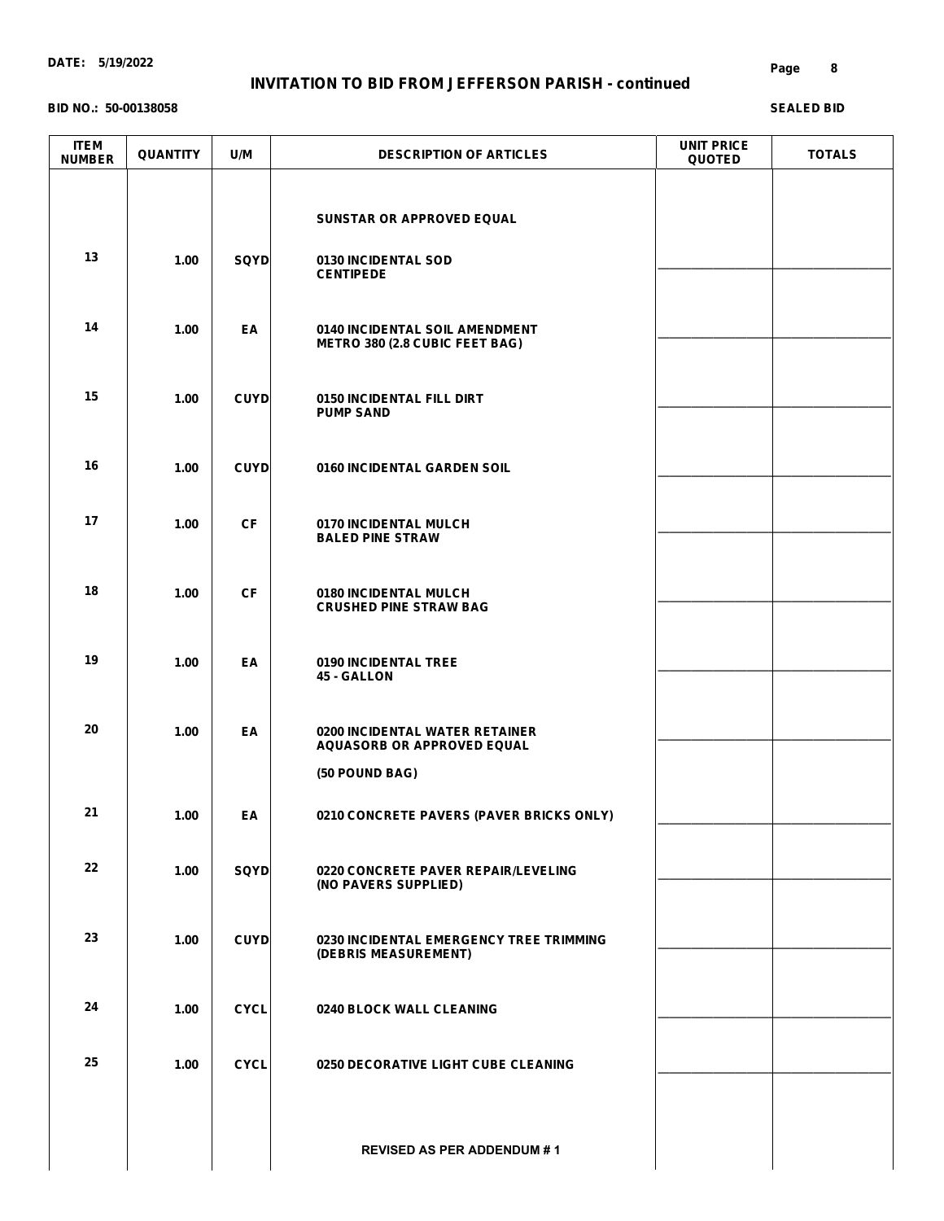DATE: 5/19/2022

**INVITATION TO BID FROM JEFFERSON PARISH - continued**

BID NO.: 50-00138058

SEALED BID

| ITEM NUMBER | QUANTITY | U/M | DESCRIPTION OF ARTICLES | UNIT PRICE QUOTED | TOTALS |
|---|---|---|---|---|---|
| | | | SUNSTAR OR APPROVED EQUAL | | |
| 13 | 1.00 | SQYD | 0130 INCIDENTAL SOD CENTIPEDE | ________ | ________ |
| 14 | 1.00 | EA | 0140 INCIDENTAL SOIL AMENDMENT METRO 380 (2.8 CUBIC FEET BAG) | ________ | ________ |
| 15 | 1.00 | CUYD | 0150 INCIDENTAL FILL DIRT PUMP SAND | ________ | ________ |
| 16 | 1.00 | CUYD | 0160 INCIDENTAL GARDEN SOIL | ________ | ________ |
| 17 | 1.00 | CF | 0170 INCIDENTAL MULCH BALED PINE STRAW | ________ | ________ |
| 18 | 1.00 | CF | 0180 INCIDENTAL MULCH CRUSHED PINE STRAW BAG | ________ | ________ |
| 19 | 1.00 | EA | 0190 INCIDENTAL TREE 45 - GALLON | ________ | ________ |
| 20 | 1.00 | EA | 0200 INCIDENTAL WATER RETAINER AQUASORB OR APPROVED EQUAL (50 POUND BAG) | ________ | ________ |
| 21 | 1.00 | EA | 0210 CONCRETE PAVERS (PAVER BRICKS ONLY) | ________ | ________ |
| 22 | 1.00 | SQYD | 0220 CONCRETE PAVER REPAIR/LEVELING (NO PAVERS SUPPLIED) | ________ | ________ |
| 23 | 1.00 | CUYD | 0230 INCIDENTAL EMERGENCY TREE TRIMMING (DEBRIS MEASUREMENT) | ________ | ________ |
| 24 | 1.00 | CYCL | 0240 BLOCK WALL CLEANING | ________ | ________ |
| 25 | 1.00 | CYCL | 0250 DECORATIVE LIGHT CUBE CLEANING | ________ | ________ |

REVISED AS PER ADDENDUM # 1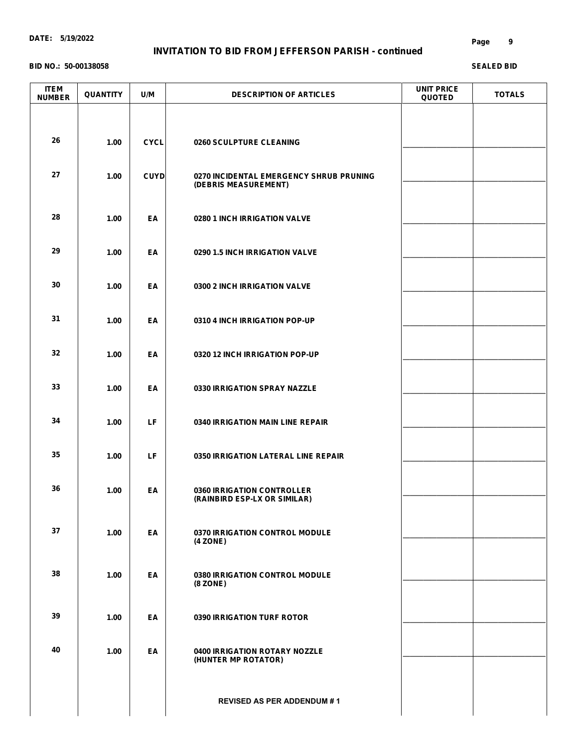DATE: 5/19/2022

**INVITATION TO BID FROM JEFFERSON PARISH - continued**

BID NO.: 50-00138058

SEALED BID

| ITEM NUMBER | QUANTITY | U/M | DESCRIPTION OF ARTICLES | UNIT PRICE QUOTED | TOTALS |
|---|---|---|---|---|---|
| 26 | 1.00 | CYCL | 0260 SCULPTURE CLEANING | | |
| 27 | 1.00 | CUYD | 0270 INCIDENTAL EMERGENCY SHRUB PRUNING (DEBRIS MEASUREMENT) | | |
| 28 | 1.00 | EA | 0280 1 INCH IRRIGATION VALVE | | |
| 29 | 1.00 | EA | 0290 1.5 INCH IRRIGATION VALVE | | |
| 30 | 1.00 | EA | 0300 2 INCH IRRIGATION VALVE | | |
| 31 | 1.00 | EA | 0310 4 INCH IRRIGATION POP-UP | | |
| 32 | 1.00 | EA | 0320 12 INCH IRRIGATION POP-UP | | |
| 33 | 1.00 | EA | 0330 IRRIGATION SPRAY NAZZLE | | |
| 34 | 1.00 | LF | 0340 IRRIGATION MAIN LINE REPAIR | | |
| 35 | 1.00 | LF | 0350 IRRIGATION LATERAL LINE REPAIR | | |
| 36 | 1.00 | EA | 0360 IRRIGATION CONTROLLER (RAINBIRD ESP-LX OR SIMILAR) | | |
| 37 | 1.00 | EA | 0370 IRRIGATION CONTROL MODULE (4 ZONE) | | |
| 38 | 1.00 | EA | 0380 IRRIGATION CONTROL MODULE (8 ZONE) | | |
| 39 | 1.00 | EA | 0390 IRRIGATION TURF ROTOR | | |
| 40 | 1.00 | EA | 0400 IRRIGATION ROTARY NOZZLE (HUNTER MP ROTATOR) | | |
| | | | REVISED AS PER ADDENDUM # 1 | | |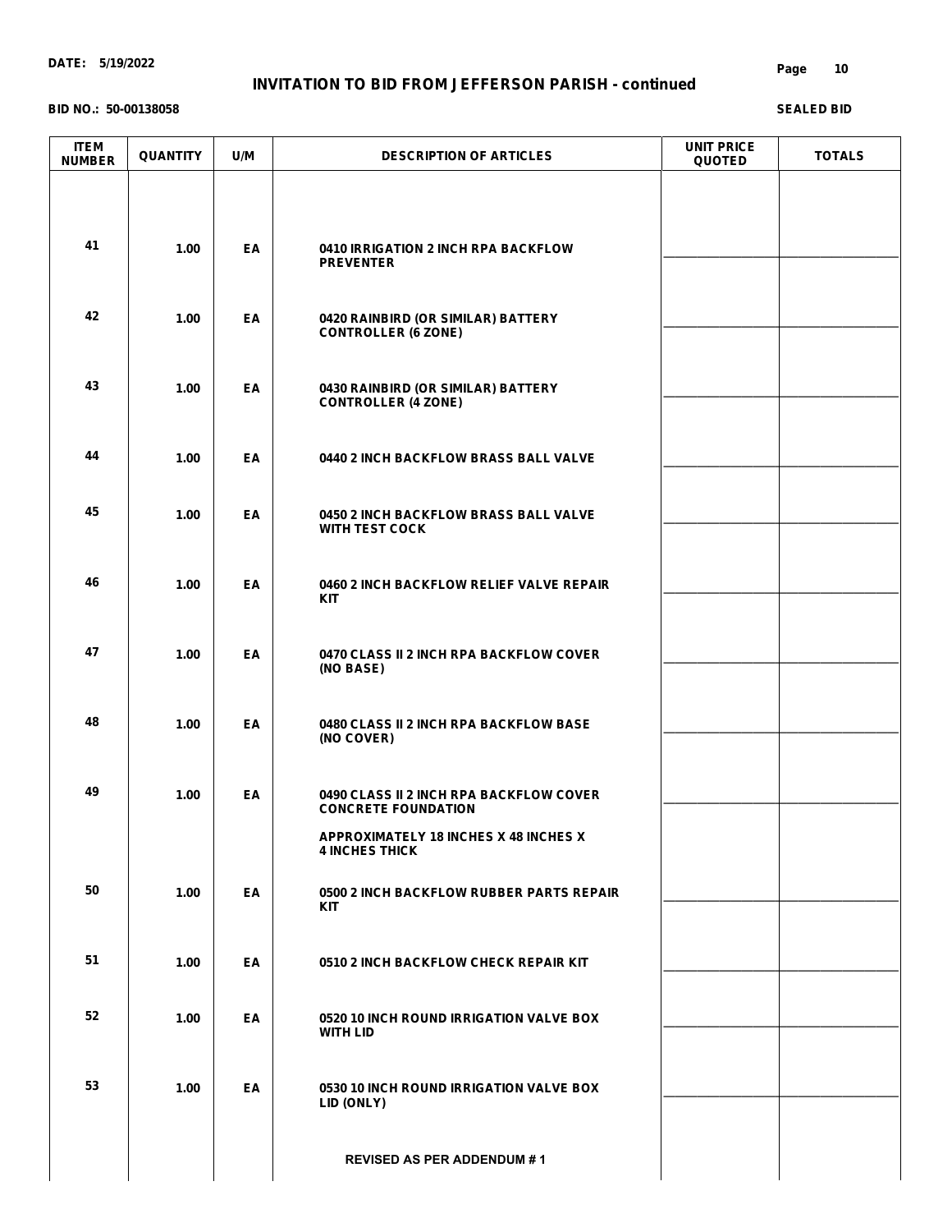**DATE: 5/19/2022**

## INVITATION TO BID FROM JEFFERSON PARISH - continued

**BID NO.: 50-00138058**

**SEALED BID**

| ITEM NUMBER | QUANTITY | U/M | DESCRIPTION OF ARTICLES | UNIT PRICE QUOTED | TOTALS |
|---|---|---|---|---|---|
| 41 | 1.00 | EA | 0410 IRRIGATION 2 INCH RPA BACKFLOW PREVENTER | | |
| 42 | 1.00 | EA | 0420 RAINBIRD (OR SIMILAR) BATTERY CONTROLLER (6 ZONE) | | |
| 43 | 1.00 | EA | 0430 RAINBIRD (OR SIMILAR) BATTERY CONTROLLER (4 ZONE) | | |
| 44 | 1.00 | EA | 0440 2 INCH BACKFLOW BRASS BALL VALVE | | |
| 45 | 1.00 | EA | 0450 2 INCH BACKFLOW BRASS BALL VALVE WITH TEST COCK | | |
| 46 | 1.00 | EA | 0460 2 INCH BACKFLOW RELIEF VALVE REPAIR KIT | | |
| 47 | 1.00 | EA | 0470 CLASS II 2 INCH RPA BACKFLOW COVER (NO BASE) | | |
| 48 | 1.00 | EA | 0480 CLASS II 2 INCH RPA BACKFLOW BASE (NO COVER) | | |
| 49 | 1.00 | EA | 0490 CLASS II 2 INCH RPA BACKFLOW COVER CONCRETE FOUNDATION<br>APPROXIMATELY 18 INCHES X 48 INCHES X 4 INCHES THICK | | |
| 50 | 1.00 | EA | 0500 2 INCH BACKFLOW RUBBER PARTS REPAIR KIT | | |
| 51 | 1.00 | EA | 0510 2 INCH BACKFLOW CHECK REPAIR KIT | | |
| 52 | 1.00 | EA | 0520 10 INCH ROUND IRRIGATION VALVE BOX WITH LID | | |
| 53 | 1.00 | EA | 0530 10 INCH ROUND IRRIGATION VALVE BOX LID (ONLY) | | |
| | | | REVISED AS PER ADDENDUM # 1 | | |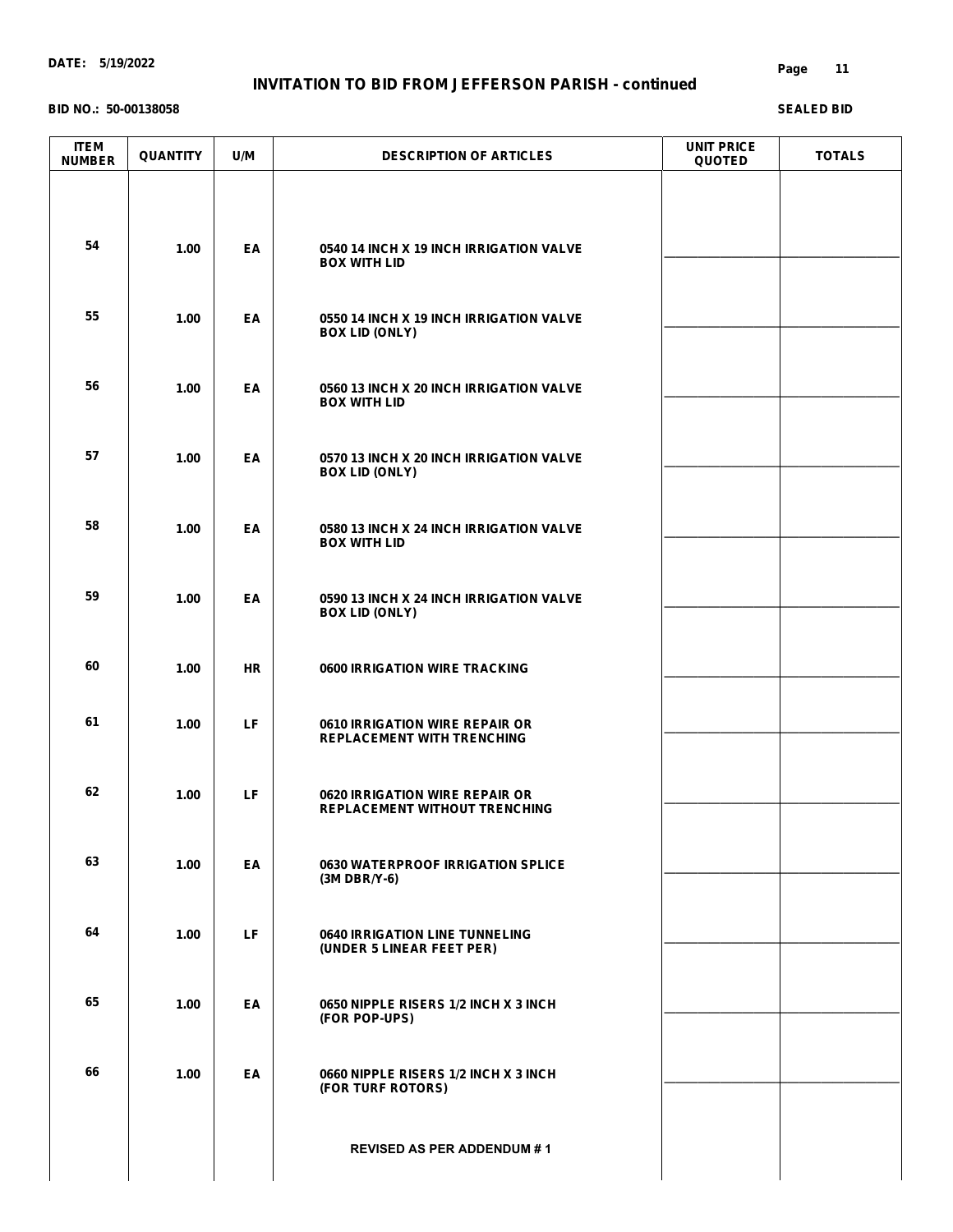DATE: 5/19/2022

# INVITATION TO BID FROM JEFFERSON PARISH - continued

BID NO.: 50-00138058

SEALED BID

| ITEM NUMBER | QUANTITY | U/M | DESCRIPTION OF ARTICLES | UNIT PRICE QUOTED | TOTALS |
|---|---|---|---|---|---|
| 54 | 1.00 | EA | 0540 14 INCH X 19 INCH IRRIGATION VALVE BOX WITH LID | | |
| 55 | 1.00 | EA | 0550 14 INCH X 19 INCH IRRIGATION VALVE BOX LID (ONLY) | | |
| 56 | 1.00 | EA | 0560 13 INCH X 20 INCH IRRIGATION VALVE BOX WITH LID | | |
| 57 | 1.00 | EA | 0570 13 INCH X 20 INCH IRRIGATION VALVE BOX LID (ONLY) | | |
| 58 | 1.00 | EA | 0580 13 INCH X 24 INCH IRRIGATION VALVE BOX WITH LID | | |
| 59 | 1.00 | EA | 0590 13 INCH X 24 INCH IRRIGATION VALVE BOX LID (ONLY) | | |
| 60 | 1.00 | HR | 0600 IRRIGATION WIRE TRACKING | | |
| 61 | 1.00 | LF | 0610 IRRIGATION WIRE REPAIR OR REPLACEMENT WITH TRENCHING | | |
| 62 | 1.00 | LF | 0620 IRRIGATION WIRE REPAIR OR REPLACEMENT WITHOUT TRENCHING | | |
| 63 | 1.00 | EA | 0630 WATERPROOF IRRIGATION SPLICE (3M DBR/Y-6) | | |
| 64 | 1.00 | LF | 0640 IRRIGATION LINE TUNNELING (UNDER 5 LINEAR FEET PER) | | |
| 65 | 1.00 | EA | 0650 NIPPLE RISERS 1/2 INCH X 3 INCH (FOR POP-UPS) | | |
| 66 | 1.00 | EA | 0660 NIPPLE RISERS 1/2 INCH X 3 INCH (FOR TURF ROTORS) | | |
| | | | REVISED AS PER ADDENDUM # 1 | | |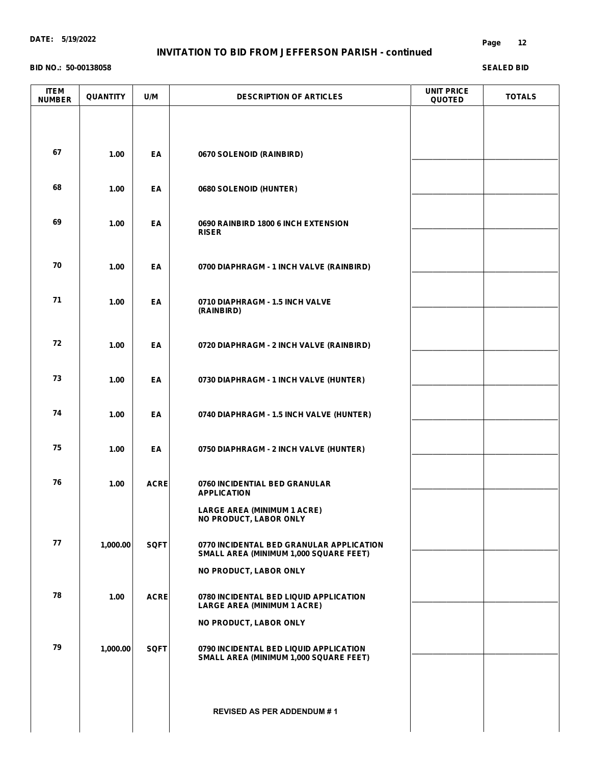**DATE: 5/19/2022**

## INVITATION TO BID FROM JEFFERSON PARISH - continued

**BID NO.: 50-00138058**

**SEALED BID**

| ITEM NUMBER | QUANTITY | U/M | DESCRIPTION OF ARTICLES | UNIT PRICE QUOTED | TOTALS |
|---|---|---|---|---|---|
| 67 | 1.00 | EA | 0670 SOLENOID (RAINBIRD) | | |
| 68 | 1.00 | EA | 0680 SOLENOID (HUNTER) | | |
| 69 | 1.00 | EA | 0690 RAINBIRD 1800 6 INCH EXTENSION RISER | | |
| 70 | 1.00 | EA | 0700 DIAPHRAGM - 1 INCH VALVE (RAINBIRD) | | |
| 71 | 1.00 | EA | 0710 DIAPHRAGM - 1.5 INCH VALVE (RAINBIRD) | | |
| 72 | 1.00 | EA | 0720 DIAPHRAGM - 2 INCH VALVE (RAINBIRD) | | |
| 73 | 1.00 | EA | 0730 DIAPHRAGM - 1 INCH VALVE (HUNTER) | | |
| 74 | 1.00 | EA | 0740 DIAPHRAGM - 1.5 INCH VALVE (HUNTER) | | |
| 75 | 1.00 | EA | 0750 DIAPHRAGM - 2 INCH VALVE (HUNTER) | | |
| 76 | 1.00 | ACRE | 0760 INCIDENTIAL BED GRANULAR APPLICATION<br>LARGE AREA (MINIMUM 1 ACRE)<br>NO PRODUCT, LABOR ONLY | | |
| 77 | 1,000.00 | SQFT | 0770 INCIDENTAL BED GRANULAR APPLICATION SMALL AREA (MINIMUM 1,000 SQUARE FEET)<br>NO PRODUCT, LABOR ONLY | | |
| 78 | 1.00 | ACRE | 0780 INCIDENTAL BED LIQUID APPLICATION LARGE AREA (MINIMUM 1 ACRE)<br>NO PRODUCT, LABOR ONLY | | |
| 79 | 1,000.00 | SQFT | 0790 INCIDENTAL BED LIQUID APPLICATION SMALL AREA (MINIMUM 1,000 SQUARE FEET) | | |
| | | | REVISED AS PER ADDENDUM # 1 | | |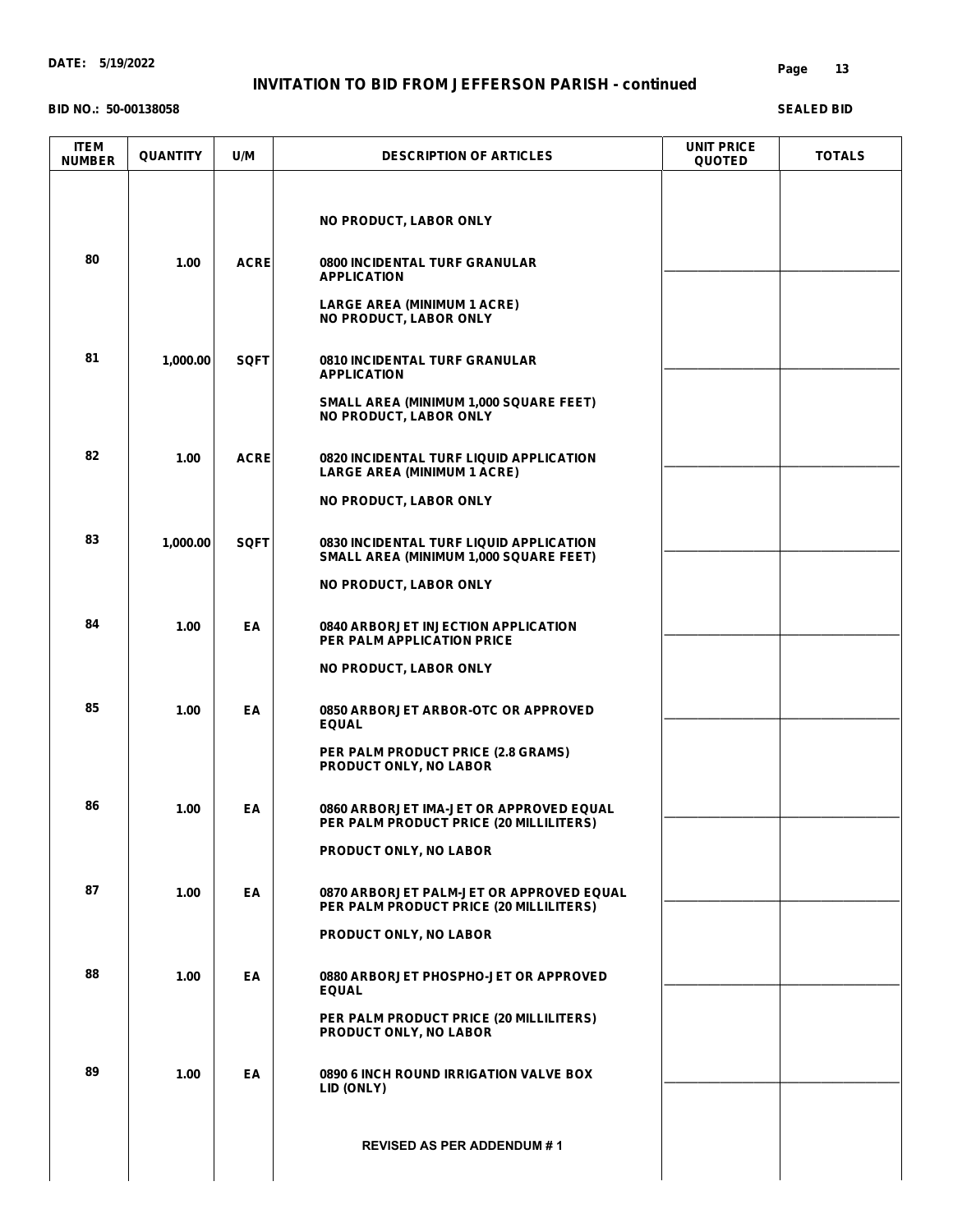**DATE: 5/19/2022**

## INVITATION TO BID FROM JEFFERSON PARISH - continued

**BID NO.: 50-00138058**

**SEALED BID**

| ITEM NUMBER | QUANTITY | U/M | DESCRIPTION OF ARTICLES | UNIT PRICE QUOTED | TOTALS |
|---|---|---|---|---|---|
| | | | NO PRODUCT, LABOR ONLY | | |
| 80 | 1.00 | ACRE | 0800 INCIDENTAL TURF GRANULAR APPLICATION<br><br>LARGE AREA (MINIMUM 1 ACRE)<br>NO PRODUCT, LABOR ONLY | | |
| 81 | 1,000.00 | SQFT | 0810 INCIDENTAL TURF GRANULAR APPLICATION<br><br>SMALL AREA (MINIMUM 1,000 SQUARE FEET)<br>NO PRODUCT, LABOR ONLY | | |
| 82 | 1.00 | ACRE | 0820 INCIDENTAL TURF LIQUID APPLICATION LARGE AREA (MINIMUM 1 ACRE)<br><br>NO PRODUCT, LABOR ONLY | | |
| 83 | 1,000.00 | SQFT | 0830 INCIDENTAL TURF LIQUID APPLICATION SMALL AREA (MINIMUM 1,000 SQUARE FEET)<br><br>NO PRODUCT, LABOR ONLY | | |
| 84 | 1.00 | EA | 0840 ARBORJET INJECTION APPLICATION PER PALM APPLICATION PRICE<br><br>NO PRODUCT, LABOR ONLY | | |
| 85 | 1.00 | EA | 0850 ARBORJET ARBOR-OTC OR APPROVED EQUAL<br><br>PER PALM PRODUCT PRICE (2.8 GRAMS)<br>PRODUCT ONLY, NO LABOR | | |
| 86 | 1.00 | EA | 0860 ARBORJET IMA-JET OR APPROVED EQUAL PER PALM PRODUCT PRICE (20 MILLILITERS)<br><br>PRODUCT ONLY, NO LABOR | | |
| 87 | 1.00 | EA | 0870 ARBORJET PALM-JET OR APPROVED EQUAL PER PALM PRODUCT PRICE (20 MILLILITERS)<br><br>PRODUCT ONLY, NO LABOR | | |
| 88 | 1.00 | EA | 0880 ARBORJET PHOSPHO-JET OR APPROVED EQUAL<br><br>PER PALM PRODUCT PRICE (20 MILLILITERS)<br>PRODUCT ONLY, NO LABOR | | |
| 89 | 1.00 | EA | 0890 6 INCH ROUND IRRIGATION VALVE BOX LID (ONLY) | | |

REVISED AS PER ADDENDUM # 1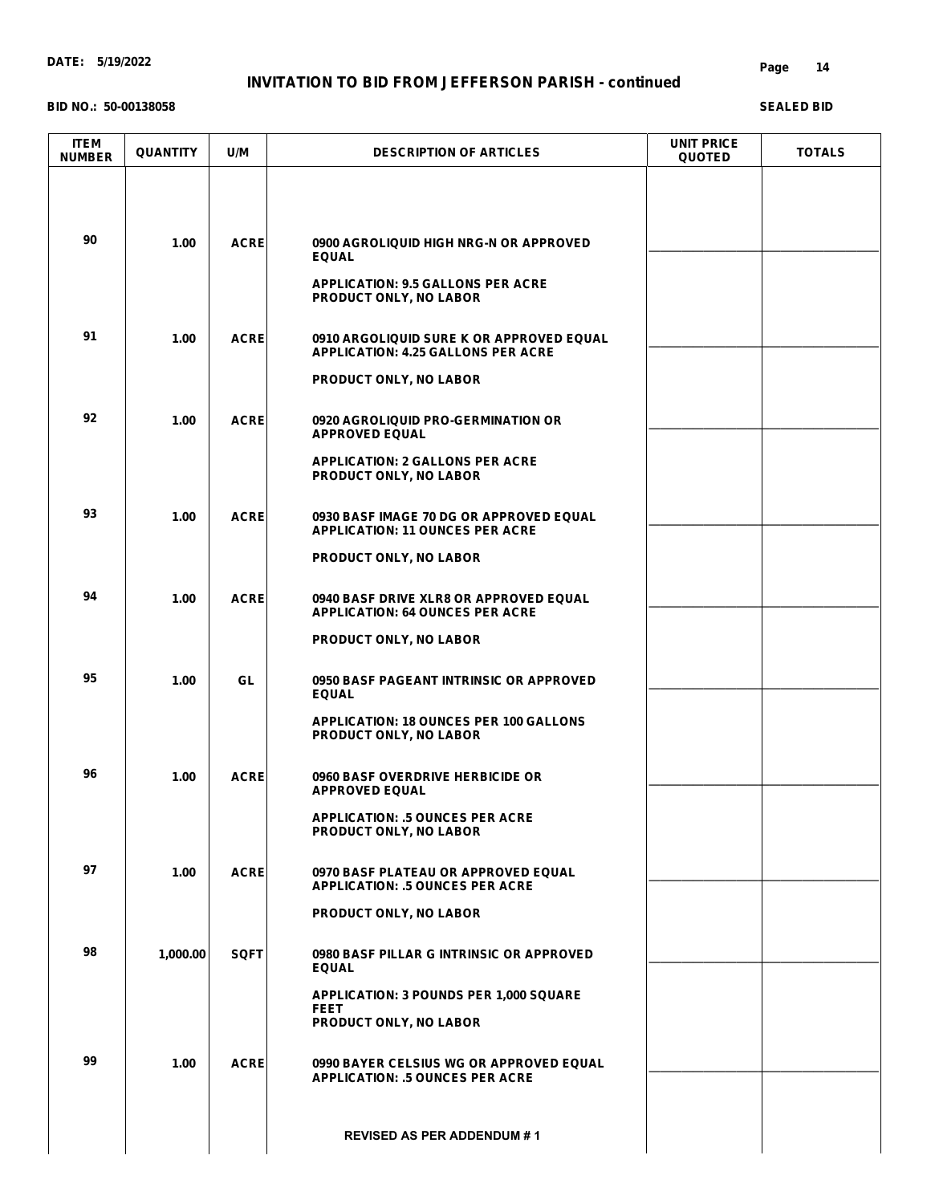**DATE: 5/19/2022**

# INVITATION TO BID FROM JEFFERSON PARISH - continued

**BID NO.: 50-00138058**

**SEALED BID**

| ITEM NUMBER | QUANTITY | U/M | DESCRIPTION OF ARTICLES | UNIT PRICE QUOTED | TOTALS |
|---|---|---|---|---|---|
| 90 | 1.00 | ACRE | 0900 AGROLIQUID HIGH NRG-N OR APPROVED EQUAL<br><br>APPLICATION: 9.5 GALLONS PER ACRE<br>PRODUCT ONLY, NO LABOR | | |
| 91 | 1.00 | ACRE | 0910 ARGOLIQUID SURE K OR APPROVED EQUAL<br>APPLICATION: 4.25 GALLONS PER ACRE<br><br>PRODUCT ONLY, NO LABOR | | |
| 92 | 1.00 | ACRE | 0920 AGROLIQUID PRO-GERMINATION OR APPROVED EQUAL<br><br>APPLICATION: 2 GALLONS PER ACRE<br>PRODUCT ONLY, NO LABOR | | |
| 93 | 1.00 | ACRE | 0930 BASF IMAGE 70 DG OR APPROVED EQUAL<br>APPLICATION: 11 OUNCES PER ACRE<br><br>PRODUCT ONLY, NO LABOR | | |
| 94 | 1.00 | ACRE | 0940 BASF DRIVE XLR8 OR APPROVED EQUAL<br>APPLICATION: 64 OUNCES PER ACRE<br><br>PRODUCT ONLY, NO LABOR | | |
| 95 | 1.00 | GL | 0950 BASF PAGEANT INTRINSIC OR APPROVED EQUAL<br><br>APPLICATION: 18 OUNCES PER 100 GALLONS<br>PRODUCT ONLY, NO LABOR | | |
| 96 | 1.00 | ACRE | 0960 BASF OVERDRIVE HERBICIDE OR APPROVED EQUAL<br><br>APPLICATION: .5 OUNCES PER ACRE<br>PRODUCT ONLY, NO LABOR | | |
| 97 | 1.00 | ACRE | 0970 BASF PLATEAU OR APPROVED EQUAL<br>APPLICATION: .5 OUNCES PER ACRE<br><br>PRODUCT ONLY, NO LABOR | | |
| 98 | 1,000.00 | SQFT | 0980 BASF PILLAR G INTRINSIC OR APPROVED EQUAL<br><br>APPLICATION: 3 POUNDS PER 1,000 SQUARE FEET<br>PRODUCT ONLY, NO LABOR | | |
| 99 | 1.00 | ACRE | 0990 BAYER CELSIUS WG OR APPROVED EQUAL<br>APPLICATION: .5 OUNCES PER ACRE | | |

REVISED AS PER ADDENDUM # 1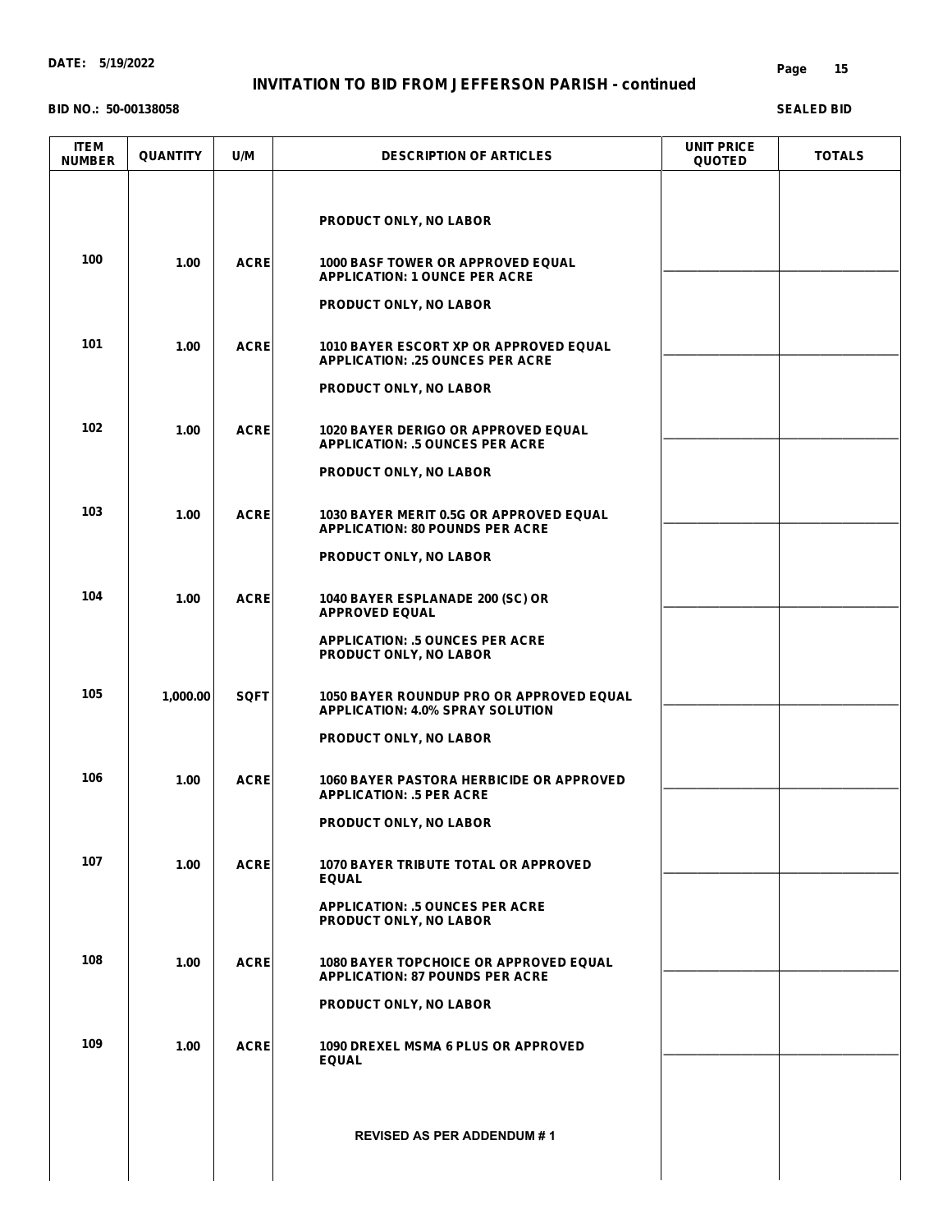**DATE: 5/19/2022**

# INVITATION TO BID FROM JEFFERSON PARISH - continued

**BID NO.: 50-00138058**

**SEALED BID**

| ITEM NUMBER | QUANTITY | U/M | DESCRIPTION OF ARTICLES | UNIT PRICE QUOTED | TOTALS |
|---|---|---|---|---|---|
| | | | PRODUCT ONLY, NO LABOR | | |
| 100 | 1.00 | ACRE | 1000 BASF TOWER OR APPROVED EQUAL<br>APPLICATION: 1 OUNCE PER ACRE<br><br>PRODUCT ONLY, NO LABOR | ________ | ________ |
| 101 | 1.00 | ACRE | 1010 BAYER ESCORT XP OR APPROVED EQUAL<br>APPLICATION: .25 OUNCES PER ACRE<br><br>PRODUCT ONLY, NO LABOR | ________ | ________ |
| 102 | 1.00 | ACRE | 1020 BAYER DERIGO OR APPROVED EQUAL<br>APPLICATION: .5 OUNCES PER ACRE<br><br>PRODUCT ONLY, NO LABOR | ________ | ________ |
| 103 | 1.00 | ACRE | 1030 BAYER MERIT 0.5G OR APPROVED EQUAL<br>APPLICATION: 80 POUNDS PER ACRE<br><br>PRODUCT ONLY, NO LABOR | ________ | ________ |
| 104 | 1.00 | ACRE | 1040 BAYER ESPLANADE 200 (SC) OR<br>APPROVED EQUAL<br><br>APPLICATION: .5 OUNCES PER ACRE<br>PRODUCT ONLY, NO LABOR | ________ | ________ |
| 105 | 1,000.00 | SQFT | 1050 BAYER ROUNDUP PRO OR APPROVED EQUAL<br>APPLICATION: 4.0% SPRAY SOLUTION<br><br>PRODUCT ONLY, NO LABOR | ________ | ________ |
| 106 | 1.00 | ACRE | 1060 BAYER PASTORA HERBICIDE OR APPROVED<br>APPLICATION: .5 PER ACRE<br><br>PRODUCT ONLY, NO LABOR | ________ | ________ |
| 107 | 1.00 | ACRE | 1070 BAYER TRIBUTE TOTAL OR APPROVED<br>EQUAL<br><br>APPLICATION: .5 OUNCES PER ACRE<br>PRODUCT ONLY, NO LABOR | ________ | ________ |
| 108 | 1.00 | ACRE | 1080 BAYER TOPCHOICE OR APPROVED EQUAL<br>APPLICATION: 87 POUNDS PER ACRE<br><br>PRODUCT ONLY, NO LABOR | ________ | ________ |
| 109 | 1.00 | ACRE | 1090 DREXEL MSMA 6 PLUS OR APPROVED<br>EQUAL | ________ | ________ |
| | | | REVISED AS PER ADDENDUM # 1 | | |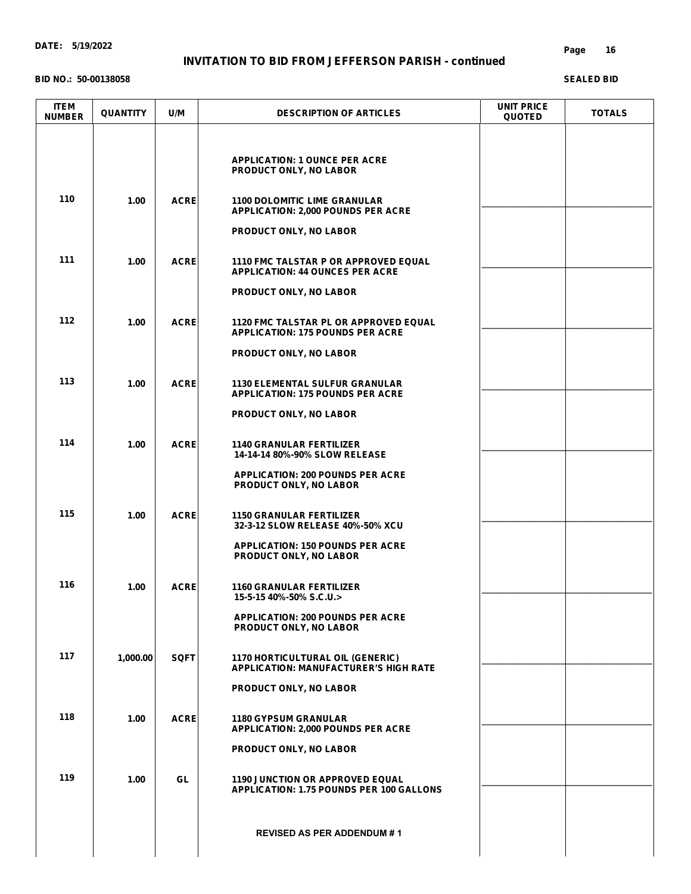**DATE: 5/19/2022**

# INVITATION TO BID FROM JEFFERSON PARISH - continued

**BID NO.: 50-00138058**

**SEALED BID**

| ITEM NUMBER | QUANTITY | U/M | DESCRIPTION OF ARTICLES | UNIT PRICE QUOTED | TOTALS |
|---|---|---|---|---|---|
| | | | APPLICATION: 1 OUNCE PER ACRE<br>PRODUCT ONLY, NO LABOR | | |
| 110 | 1.00 | ACRE | 1100 DOLOMITIC LIME GRANULAR<br>APPLICATION: 2,000 POUNDS PER ACRE<br><br>PRODUCT ONLY, NO LABOR | ____________ | ____________ |
| 111 | 1.00 | ACRE | 1110 FMC TALSTAR P OR APPROVED EQUAL<br>APPLICATION: 44 OUNCES PER ACRE<br><br>PRODUCT ONLY, NO LABOR | ____________ | ____________ |
| 112 | 1.00 | ACRE | 1120 FMC TALSTAR PL OR APPROVED EQUAL<br>APPLICATION: 175 POUNDS PER ACRE<br><br>PRODUCT ONLY, NO LABOR | ____________ | ____________ |
| 113 | 1.00 | ACRE | 1130 ELEMENTAL SULFUR GRANULAR<br>APPLICATION: 175 POUNDS PER ACRE<br><br>PRODUCT ONLY, NO LABOR | ____________ | ____________ |
| 114 | 1.00 | ACRE | 1140 GRANULAR FERTILIZER<br>14-14-14 80%-90% SLOW RELEASE<br><br>APPLICATION: 200 POUNDS PER ACRE<br>PRODUCT ONLY, NO LABOR | ____________ | ____________ |
| 115 | 1.00 | ACRE | 1150 GRANULAR FERTILIZER<br>32-3-12 SLOW RELEASE 40%-50% XCU<br><br>APPLICATION: 150 POUNDS PER ACRE<br>PRODUCT ONLY, NO LABOR | ____________ | ____________ |
| 116 | 1.00 | ACRE | 1160 GRANULAR FERTILIZER<br>15-5-15 40%-50% S.C.U.><br><br>APPLICATION: 200 POUNDS PER ACRE<br>PRODUCT ONLY, NO LABOR | ____________ | ____________ |
| 117 | 1,000.00 | SQFT | 1170 HORTICULTURAL OIL (GENERIC)<br>APPLICATION: MANUFACTURER'S HIGH RATE<br><br>PRODUCT ONLY, NO LABOR | ____________ | ____________ |
| 118 | 1.00 | ACRE | 1180 GYPSUM GRANULAR<br>APPLICATION: 2,000 POUNDS PER ACRE<br><br>PRODUCT ONLY, NO LABOR | ____________ | ____________ |
| 119 | 1.00 | GL | 1190 JUNCTION OR APPROVED EQUAL<br>APPLICATION: 1.75 POUNDS PER 100 GALLONS<br><br>REVISED AS PER ADDENDUM # 1 | ____________ | ____________ |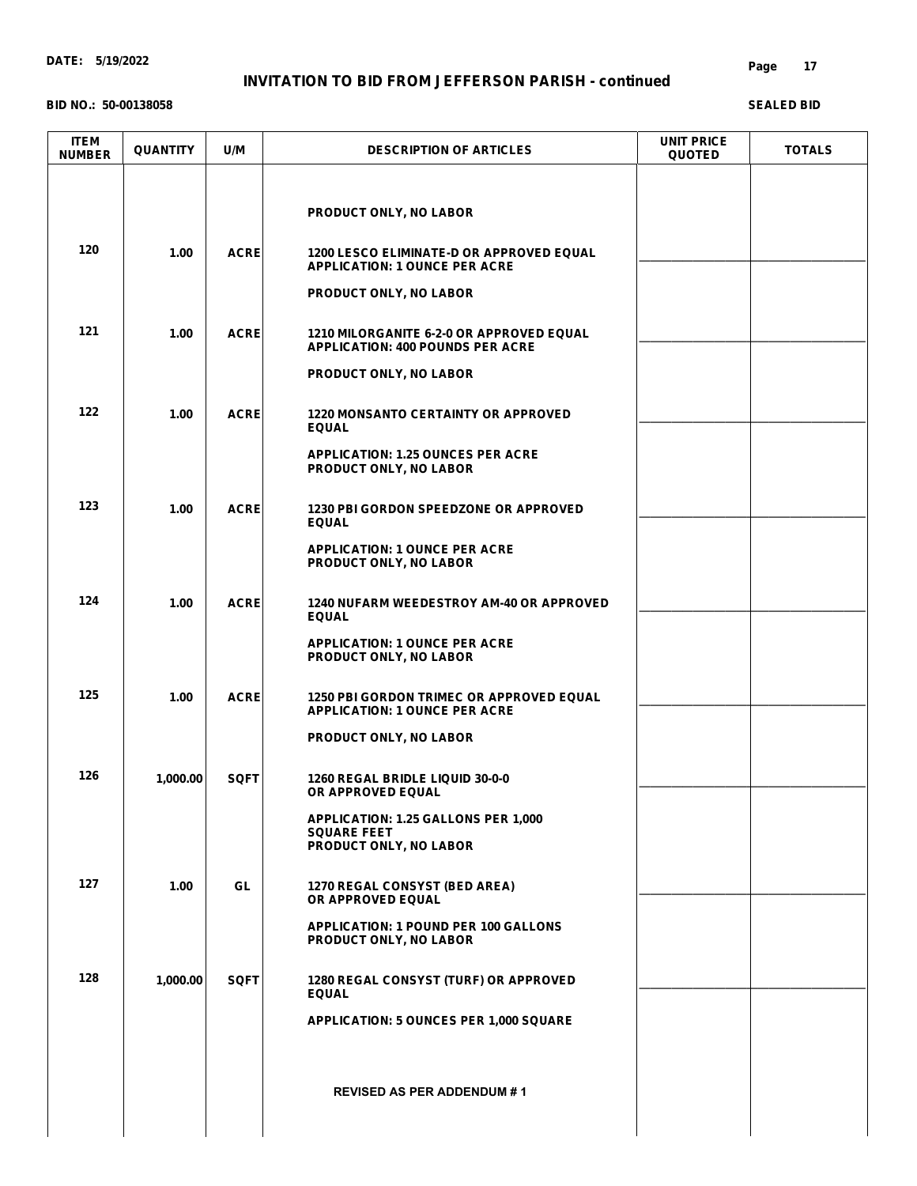**DATE: 5/19/2022**

## INVITATION TO BID FROM JEFFERSON PARISH - continued

**BID NO.: 50-00138058**

**SEALED BID**

| ITEM NUMBER | QUANTITY | U/M | DESCRIPTION OF ARTICLES | UNIT PRICE QUOTED | TOTALS |
|---|---|---|---|---|---|
| | | | PRODUCT ONLY, NO LABOR | | |
| 120 | 1.00 | ACRE | 1200 LESCO ELIMINATE-D OR APPROVED EQUAL<br>APPLICATION: 1 OUNCE PER ACRE<br><br>PRODUCT ONLY, NO LABOR | | |
| 121 | 1.00 | ACRE | 1210 MILORGANITE 6-2-0 OR APPROVED EQUAL<br>APPLICATION: 400 POUNDS PER ACRE<br><br>PRODUCT ONLY, NO LABOR | | |
| 122 | 1.00 | ACRE | 1220 MONSANTO CERTAINTY OR APPROVED EQUAL<br><br>APPLICATION: 1.25 OUNCES PER ACRE<br>PRODUCT ONLY, NO LABOR | | |
| 123 | 1.00 | ACRE | 1230 PBI GORDON SPEEDZONE OR APPROVED EQUAL<br><br>APPLICATION: 1 OUNCE PER ACRE<br>PRODUCT ONLY, NO LABOR | | |
| 124 | 1.00 | ACRE | 1240 NUFARM WEEDESTROY AM-40 OR APPROVED EQUAL<br><br>APPLICATION: 1 OUNCE PER ACRE<br>PRODUCT ONLY, NO LABOR | | |
| 125 | 1.00 | ACRE | 1250 PBI GORDON TRIMEC OR APPROVED EQUAL<br>APPLICATION: 1 OUNCE PER ACRE<br><br>PRODUCT ONLY, NO LABOR | | |
| 126 | 1,000.00 | SQFT | 1260 REGAL BRIDLE LIQUID 30-0-0<br>OR APPROVED EQUAL<br><br>APPLICATION: 1.25 GALLONS PER 1,000 SQUARE FEET<br>PRODUCT ONLY, NO LABOR | | |
| 127 | 1.00 | GL | 1270 REGAL CONSYST (BED AREA)<br>OR APPROVED EQUAL<br><br>APPLICATION: 1 POUND PER 100 GALLONS<br>PRODUCT ONLY, NO LABOR | | |
| 128 | 1,000.00 | SQFT | 1280 REGAL CONSYST (TURF) OR APPROVED EQUAL<br><br>APPLICATION: 5 OUNCES PER 1,000 SQUARE | | |

REVISED AS PER ADDENDUM # 1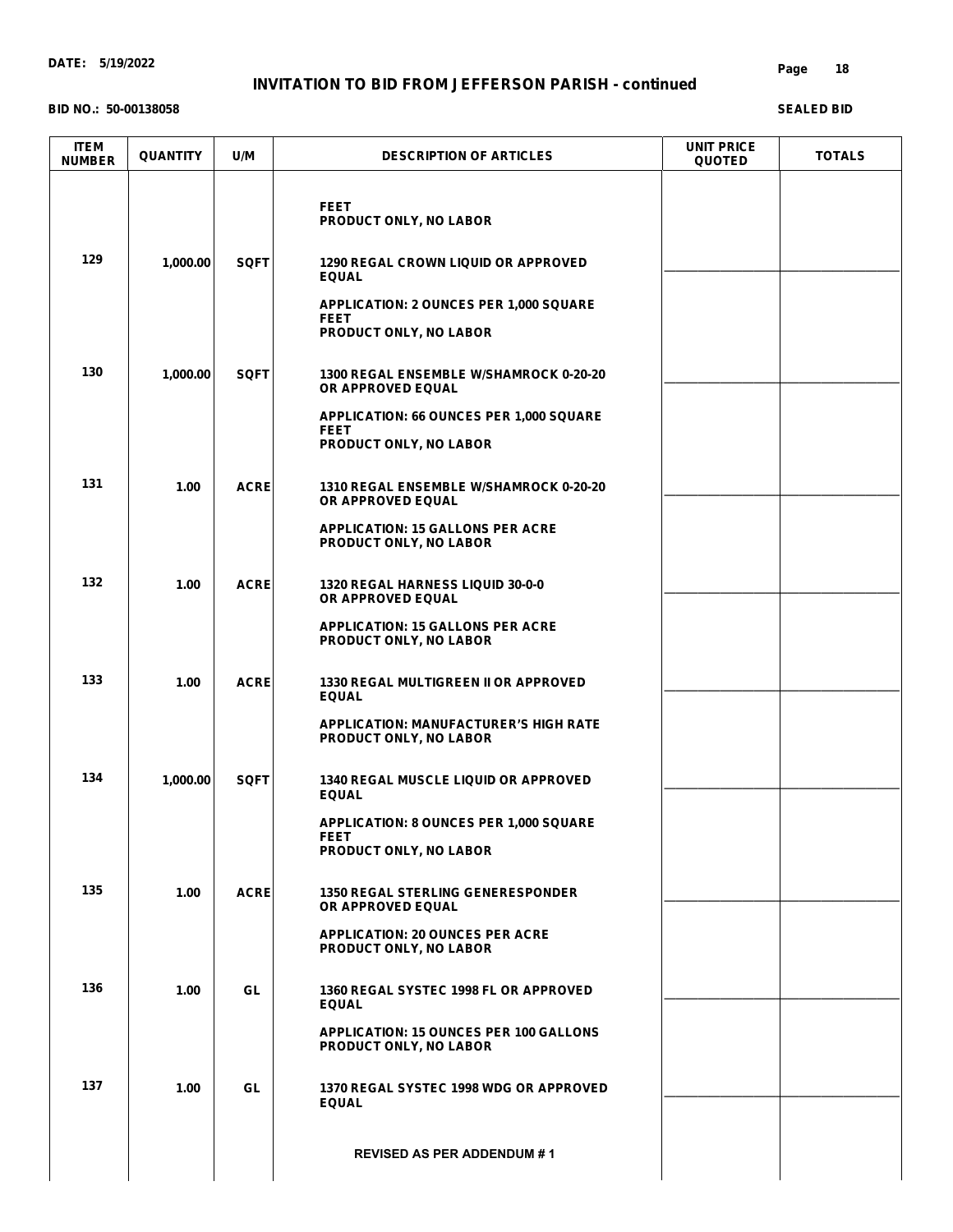**DATE: 5/19/2022**

## INVITATION TO BID FROM JEFFERSON PARISH - continued

**BID NO.: 50-00138058** **SEALED BID**

| ITEM NUMBER | QUANTITY | U/M | DESCRIPTION OF ARTICLES | UNIT PRICE QUOTED | TOTALS |
|---|---|---|---|---|---|
| | | | FEET<br>PRODUCT ONLY, NO LABOR | | |
| 129 | 1,000.00 | SQFT | 1290 REGAL CROWN LIQUID OR APPROVED EQUAL<br><br>APPLICATION: 2 OUNCES PER 1,000 SQUARE FEET<br>PRODUCT ONLY, NO LABOR | | |
| 130 | 1,000.00 | SQFT | 1300 REGAL ENSEMBLE W/SHAMROCK 0-20-20 OR APPROVED EQUAL<br><br>APPLICATION: 66 OUNCES PER 1,000 SQUARE FEET<br>PRODUCT ONLY, NO LABOR | | |
| 131 | 1.00 | ACRE | 1310 REGAL ENSEMBLE W/SHAMROCK 0-20-20 OR APPROVED EQUAL<br><br>APPLICATION: 15 GALLONS PER ACRE<br>PRODUCT ONLY, NO LABOR | | |
| 132 | 1.00 | ACRE | 1320 REGAL HARNESS LIQUID 30-0-0 OR APPROVED EQUAL<br><br>APPLICATION: 15 GALLONS PER ACRE<br>PRODUCT ONLY, NO LABOR | | |
| 133 | 1.00 | ACRE | 1330 REGAL MULTIGREEN II OR APPROVED EQUAL<br><br>APPLICATION: MANUFACTURER'S HIGH RATE<br>PRODUCT ONLY, NO LABOR | | |
| 134 | 1,000.00 | SQFT | 1340 REGAL MUSCLE LIQUID OR APPROVED EQUAL<br><br>APPLICATION: 8 OUNCES PER 1,000 SQUARE FEET<br>PRODUCT ONLY, NO LABOR | | |
| 135 | 1.00 | ACRE | 1350 REGAL STERLING GENERESPONDER OR APPROVED EQUAL<br><br>APPLICATION: 20 OUNCES PER ACRE<br>PRODUCT ONLY, NO LABOR | | |
| 136 | 1.00 | GL | 1360 REGAL SYSTEC 1998 FL OR APPROVED EQUAL<br><br>APPLICATION: 15 OUNCES PER 100 GALLONS<br>PRODUCT ONLY, NO LABOR | | |
| 137 | 1.00 | GL | 1370 REGAL SYSTEC 1998 WDG OR APPROVED EQUAL | | |

REVISED AS PER ADDENDUM # 1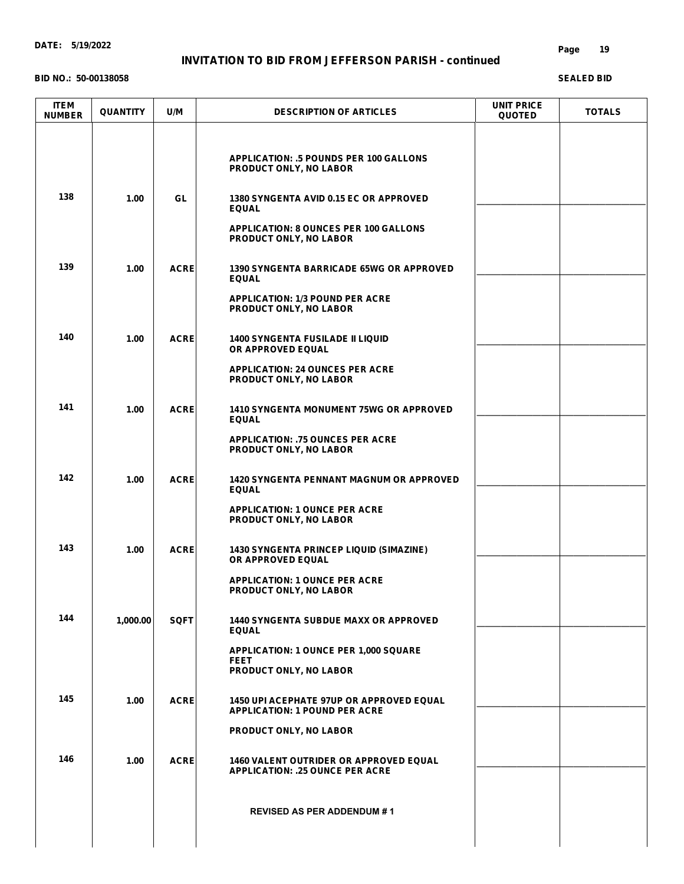**INVITATION TO BID FROM JEFFERSON PARISH - continued**

**BID NO.: 50-00138058**

**SEALED BID**

| ITEM NUMBER | QUANTITY | U/M | DESCRIPTION OF ARTICLES | UNIT PRICE QUOTED | TOTALS |
|---|---|---|---|---|---|
| | | | APPLICATION: .5 POUNDS PER 100 GALLONS<br>PRODUCT ONLY, NO LABOR | | |
| 138 | 1.00 | GL | 1380 SYNGENTA AVID 0.15 EC OR APPROVED EQUAL<br><br>APPLICATION: 8 OUNCES PER 100 GALLONS<br>PRODUCT ONLY, NO LABOR | ______ | ______ |
| 139 | 1.00 | ACRE | 1390 SYNGENTA BARRICADE 65WG OR APPROVED EQUAL<br><br>APPLICATION: 1/3 POUND PER ACRE<br>PRODUCT ONLY, NO LABOR | ______ | ______ |
| 140 | 1.00 | ACRE | 1400 SYNGENTA FUSILADE II LIQUID OR APPROVED EQUAL<br><br>APPLICATION: 24 OUNCES PER ACRE<br>PRODUCT ONLY, NO LABOR | ______ | ______ |
| 141 | 1.00 | ACRE | 1410 SYNGENTA MONUMENT 75WG OR APPROVED EQUAL<br><br>APPLICATION: .75 OUNCES PER ACRE<br>PRODUCT ONLY, NO LABOR | ______ | ______ |
| 142 | 1.00 | ACRE | 1420 SYNGENTA PENNANT MAGNUM OR APPROVED EQUAL<br><br>APPLICATION: 1 OUNCE PER ACRE<br>PRODUCT ONLY, NO LABOR | ______ | ______ |
| 143 | 1.00 | ACRE | 1430 SYNGENTA PRINCEP LIQUID (SIMAZINE) OR APPROVED EQUAL<br><br>APPLICATION: 1 OUNCE PER ACRE<br>PRODUCT ONLY, NO LABOR | ______ | ______ |
| 144 | 1,000.00 | SQFT | 1440 SYNGENTA SUBDUE MAXX OR APPROVED EQUAL<br><br>APPLICATION: 1 OUNCE PER 1,000 SQUARE FEET<br>PRODUCT ONLY, NO LABOR | ______ | ______ |
| 145 | 1.00 | ACRE | 1450 UPI ACEPHATE 97UP OR APPROVED EQUAL<br>APPLICATION: 1 POUND PER ACRE<br><br>PRODUCT ONLY, NO LABOR | ______ | ______ |
| 146 | 1.00 | ACRE | 1460 VALENT OUTRIDER OR APPROVED EQUAL<br>APPLICATION: .25 OUNCE PER ACRE<br><br>REVISED AS PER ADDENDUM # 1 | ______ | ______ |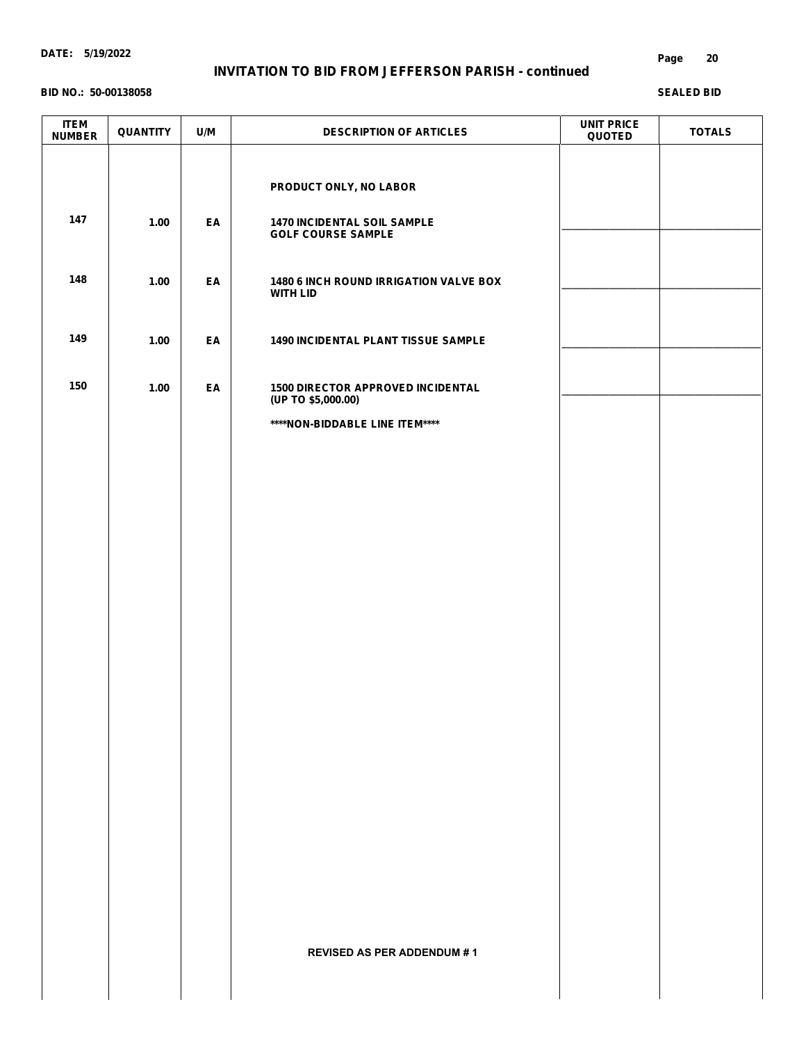INVITATION TO BID FROM JEFFERSON PARISH - continued

DATE: 5/19/2022

BID NO.: 50-00138058

SEALED BID

| ITEM NUMBER | QUANTITY | U/M | DESCRIPTION OF ARTICLES | UNIT PRICE QUOTED | TOTALS |
|---|---|---|---|---|---|
| | | | PRODUCT ONLY, NO LABOR | | |
| 147 | 1.00 | EA | 1470 INCIDENTAL SOIL SAMPLE GOLF COURSE SAMPLE | ____________ | ____________ |
| 148 | 1.00 | EA | 1480 6 INCH ROUND IRRIGATION VALVE BOX WITH LID | ____________ | ____________ |
| 149 | 1.00 | EA | 1490 INCIDENTAL PLANT TISSUE SAMPLE | ____________ | ____________ |
| 150 | 1.00 | EA | 1500 DIRECTOR APPROVED INCIDENTAL (UP TO $5,000.00) ****NON-BIDDABLE LINE ITEM**** | ____________ | ____________ |

REVISED AS PER ADDENDUM # 1